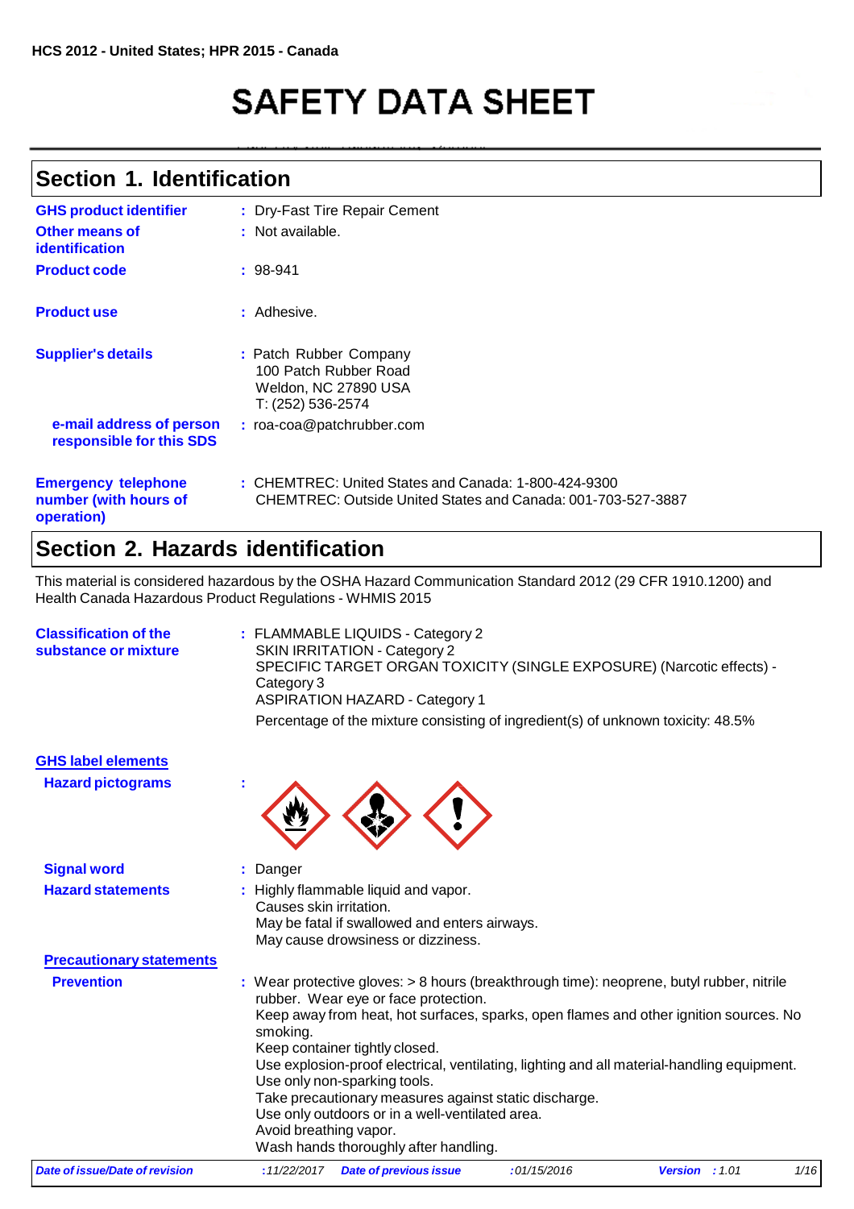HCS 2012 - United States; HPR 2015 - Canada

# SAFETY DATA SHEET

## Section 1. Identification

**GHS product identifier** : Dry-Fast Tire Repair Cement

**Other means of identification** : Not available.

**Product code** : 98-941

**Product use** : Adhesive.

**Supplier's details** : Patch Rubber Company
100 Patch Rubber Road
Weldon, NC 27890 USA
T: (252) 536-2574

**e-mail address of person responsible for this SDS** : roa-coa@patchrubber.com

**Emergency telephone number (with hours of operation)** : CHEMTREC: United States and Canada: 1-800-424-9300
CHEMTREC: Outside United States and Canada: 001-703-527-3887

## Section 2. Hazards identification

This material is considered hazardous by the OSHA Hazard Communication Standard 2012 (29 CFR 1910.1200) and Health Canada Hazardous Product Regulations - WHMIS 2015

**Classification of the substance or mixture** : FLAMMABLE LIQUIDS - Category 2
SKIN IRRITATION - Category 2
SPECIFIC TARGET ORGAN TOXICITY (SINGLE EXPOSURE) (Narcotic effects) - Category 3
ASPIRATION HAZARD - Category 1

Percentage of the mixture consisting of ingredient(s) of unknown toxicity: 48.5%

**GHS label elements**

**Hazard pictograms** :

**Signal word** : Danger

**Hazard statements** : Highly flammable liquid and vapor.
Causes skin irritation.
May be fatal if swallowed and enters airways.
May cause drowsiness or dizziness.

**Precautionary statements**

**Prevention** : Wear protective gloves: > 8 hours (breakthrough time): neoprene, butyl rubber, nitrile rubber. Wear eye or face protection.
Keep away from heat, hot surfaces, sparks, open flames and other ignition sources. No smoking.
Keep container tightly closed.
Use explosion-proof electrical, ventilating, lighting and all material-handling equipment.
Use only non-sparking tools.
Take precautionary measures against static discharge.
Use only outdoors or in a well-ventilated area.
Avoid breathing vapor.
Wash hands thoroughly after handling.

*Date of issue/Date of revision* : 11/22/2017 *Date of previous issue* : 01/15/2016 *Version* : 1.01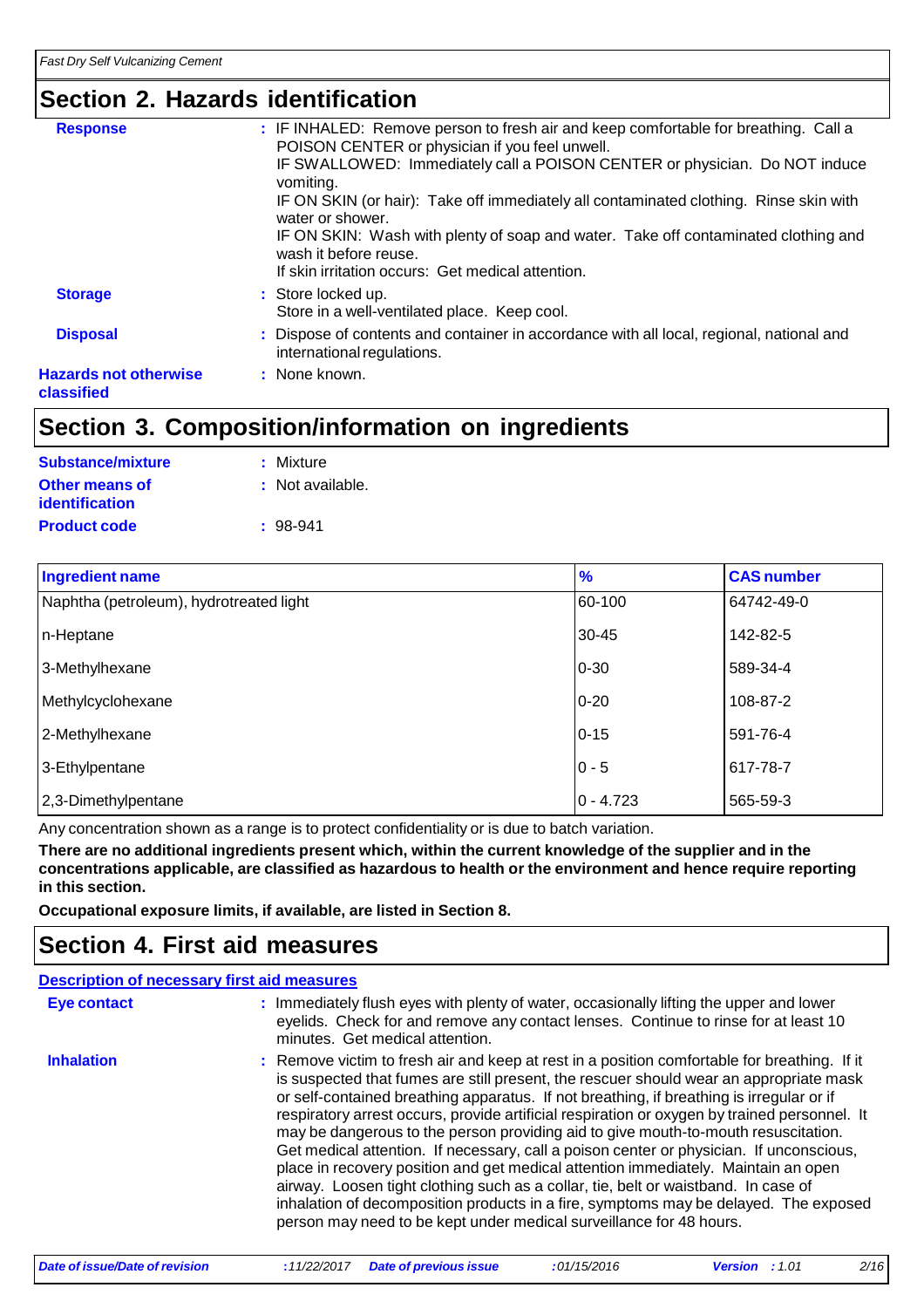## Section 2. Hazards identification

**Response** : IF INHALED: Remove person to fresh air and keep comfortable for breathing. Call a POISON CENTER or physician if you feel unwell.
IF SWALLOWED: Immediately call a POISON CENTER or physician. Do NOT induce vomiting.
IF ON SKIN (or hair): Take off immediately all contaminated clothing. Rinse skin with water or shower.
IF ON SKIN: Wash with plenty of soap and water. Take off contaminated clothing and wash it before reuse.
If skin irritation occurs: Get medical attention.

**Storage** : Store locked up.
Store in a well-ventilated place. Keep cool.

**Disposal** : Dispose of contents and container in accordance with all local, regional, national and international regulations.

**Hazards not otherwise classified** : None known.

## Section 3. Composition/information on ingredients

**Substance/mixture** : Mixture

**Other means of identification** : Not available.

**Product code** : 98-941

| Ingredient name | % | CAS number |
|---|---|---|
| Naphtha (petroleum), hydrotreated light | 60-100 | 64742-49-0 |
| n-Heptane | 30-45 | 142-82-5 |
| 3-Methylhexane | 0-30 | 589-34-4 |
| Methylcyclohexane | 0-20 | 108-87-2 |
| 2-Methylhexane | 0-15 | 591-76-4 |
| 3-Ethylpentane | 0 - 5 | 617-78-7 |
| 2,3-Dimethylpentane | 0 - 4.723 | 565-59-3 |

Any concentration shown as a range is to protect confidentiality or is due to batch variation.

**There are no additional ingredients present which, within the current knowledge of the supplier and in the concentrations applicable, are classified as hazardous to health or the environment and hence require reporting in this section.**

**Occupational exposure limits, if available, are listed in Section 8.**

## Section 4. First aid measures

### Description of necessary first aid measures

**Eye contact** : Immediately flush eyes with plenty of water, occasionally lifting the upper and lower eyelids. Check for and remove any contact lenses. Continue to rinse for at least 10 minutes. Get medical attention.

**Inhalation** : Remove victim to fresh air and keep at rest in a position comfortable for breathing. If it is suspected that fumes are still present, the rescuer should wear an appropriate mask or self-contained breathing apparatus. If not breathing, if breathing is irregular or if respiratory arrest occurs, provide artificial respiration or oxygen by trained personnel. It may be dangerous to the person providing aid to give mouth-to-mouth resuscitation. Get medical attention. If necessary, call a poison center or physician. If unconscious, place in recovery position and get medical attention immediately. Maintain an open airway. Loosen tight clothing such as a collar, tie, belt or waistband. In case of inhalation of decomposition products in a fire, symptoms may be delayed. The exposed person may need to be kept under medical surveillance for 48 hours.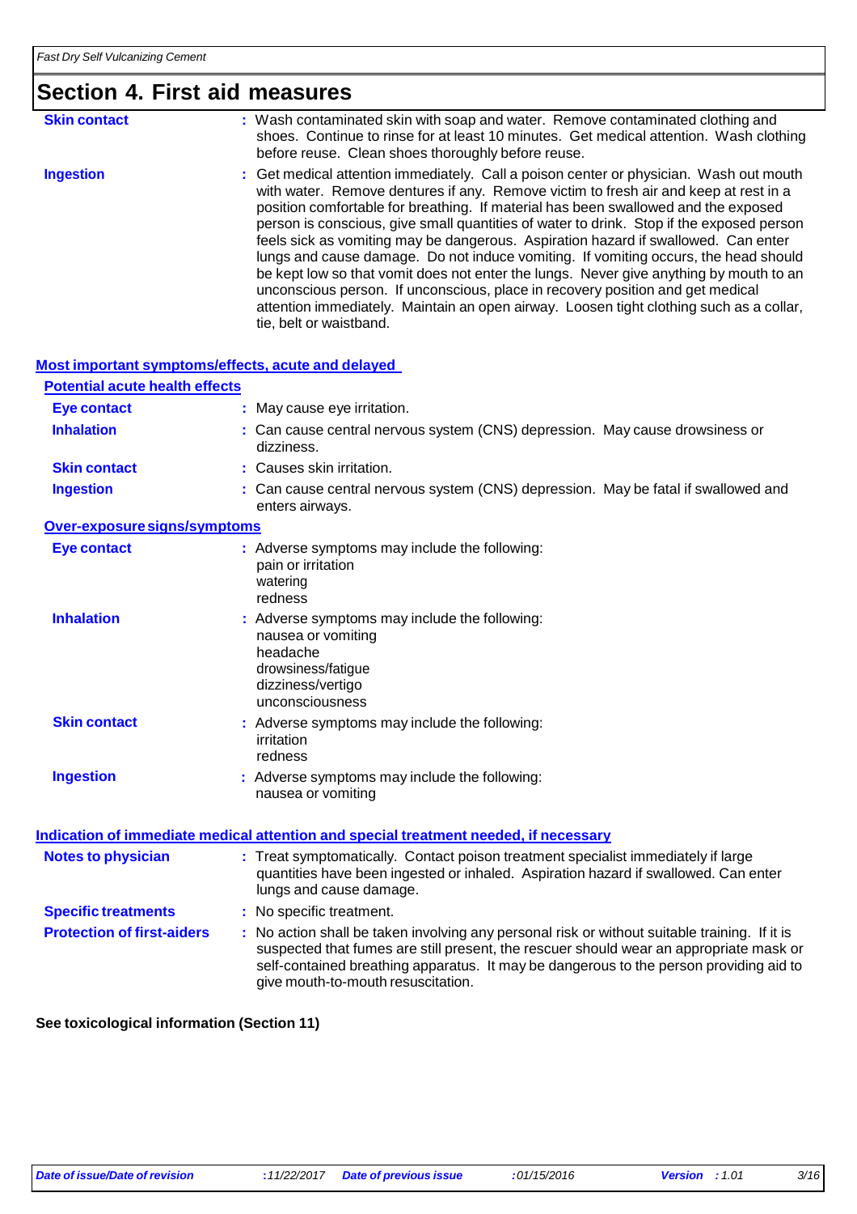# Section 4. First aid measures

**Skin contact** : Wash contaminated skin with soap and water. Remove contaminated clothing and shoes. Continue to rinse for at least 10 minutes. Get medical attention. Wash clothing before reuse. Clean shoes thoroughly before reuse.

**Ingestion** : Get medical attention immediately. Call a poison center or physician. Wash out mouth with water. Remove dentures if any. Remove victim to fresh air and keep at rest in a position comfortable for breathing. If material has been swallowed and the exposed person is conscious, give small quantities of water to drink. Stop if the exposed person feels sick as vomiting may be dangerous. Aspiration hazard if swallowed. Can enter lungs and cause damage. Do not induce vomiting. If vomiting occurs, the head should be kept low so that vomit does not enter the lungs. Never give anything by mouth to an unconscious person. If unconscious, place in recovery position and get medical attention immediately. Maintain an open airway. Loosen tight clothing such as a collar, tie, belt or waistband.

## Most important symptoms/effects, acute and delayed

### Potential acute health effects

**Eye contact** : May cause eye irritation.

**Inhalation** : Can cause central nervous system (CNS) depression. May cause drowsiness or dizziness.

**Skin contact** : Causes skin irritation.

**Ingestion** : Can cause central nervous system (CNS) depression. May be fatal if swallowed and enters airways.

### Over-exposure signs/symptoms

**Eye contact** : Adverse symptoms may include the following:
pain or irritation
watering
redness

**Inhalation** : Adverse symptoms may include the following:
nausea or vomiting
headache
drowsiness/fatigue
dizziness/vertigo
unconsciousness

**Skin contact** : Adverse symptoms may include the following:
irritation
redness

**Ingestion** : Adverse symptoms may include the following:
nausea or vomiting

## Indication of immediate medical attention and special treatment needed, if necessary

**Notes to physician** : Treat symptomatically. Contact poison treatment specialist immediately if large quantities have been ingested or inhaled. Aspiration hazard if swallowed. Can enter lungs and cause damage.

**Specific treatments** : No specific treatment.

**Protection of first-aiders** : No action shall be taken involving any personal risk or without suitable training. If it is suspected that fumes are still present, the rescuer should wear an appropriate mask or self-contained breathing apparatus. It may be dangerous to the person providing aid to give mouth-to-mouth resuscitation.

**See toxicological information (Section 11)**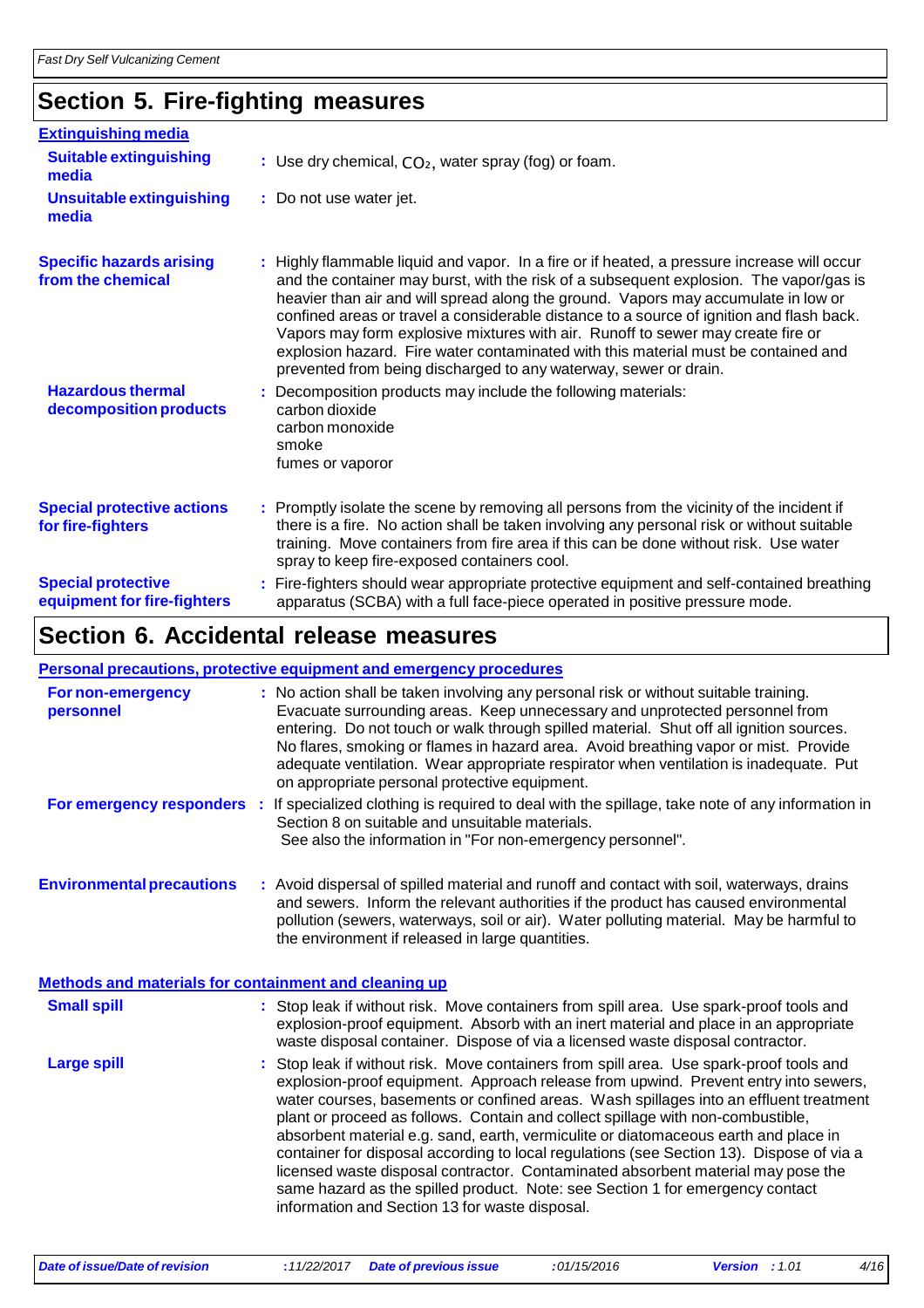## Section 5. Fire-fighting measures

### Extinguishing media

**Suitable extinguishing media** : Use dry chemical, $CO_2$, water spray (fog) or foam.

**Unsuitable extinguishing media** : Do not use water jet.

**Specific hazards arising from the chemical** : Highly flammable liquid and vapor. In a fire or if heated, a pressure increase will occur and the container may burst, with the risk of a subsequent explosion. The vapor/gas is heavier than air and will spread along the ground. Vapors may accumulate in low or confined areas or travel a considerable distance to a source of ignition and flash back. Vapors may form explosive mixtures with air. Runoff to sewer may create fire or explosion hazard. Fire water contaminated with this material must be contained and prevented from being discharged to any waterway, sewer or drain.

**Hazardous thermal decomposition products** : Decomposition products may include the following materials:
carbon dioxide
carbon monoxide
smoke
fumes or vaporor

**Special protective actions for fire-fighters** : Promptly isolate the scene by removing all persons from the vicinity of the incident if there is a fire. No action shall be taken involving any personal risk or without suitable training. Move containers from fire area if this can be done without risk. Use water spray to keep fire-exposed containers cool.

**Special protective equipment for fire-fighters** : Fire-fighters should wear appropriate protective equipment and self-contained breathing apparatus (SCBA) with a full face-piece operated in positive pressure mode.

## Section 6. Accidental release measures

### Personal precautions, protective equipment and emergency procedures

**For non-emergency personnel** : No action shall be taken involving any personal risk or without suitable training. Evacuate surrounding areas. Keep unnecessary and unprotected personnel from entering. Do not touch or walk through spilled material. Shut off all ignition sources. No flares, smoking or flames in hazard area. Avoid breathing vapor or mist. Provide adequate ventilation. Wear appropriate respirator when ventilation is inadequate. Put on appropriate personal protective equipment.

**For emergency responders** : If specialized clothing is required to deal with the spillage, take note of any information in Section 8 on suitable and unsuitable materials.
See also the information in "For non-emergency personnel".

**Environmental precautions** : Avoid dispersal of spilled material and runoff and contact with soil, waterways, drains and sewers. Inform the relevant authorities if the product has caused environmental pollution (sewers, waterways, soil or air). Water polluting material. May be harmful to the environment if released in large quantities.

### Methods and materials for containment and cleaning up

**Small spill** : Stop leak if without risk. Move containers from spill area. Use spark-proof tools and explosion-proof equipment. Absorb with an inert material and place in an appropriate waste disposal container. Dispose of via a licensed waste disposal contractor.

**Large spill** : Stop leak if without risk. Move containers from spill area. Use spark-proof tools and explosion-proof equipment. Approach release from upwind. Prevent entry into sewers, water courses, basements or confined areas. Wash spillages into an effluent treatment plant or proceed as follows. Contain and collect spillage with non-combustible, absorbent material e.g. sand, earth, vermiculite or diatomaceous earth and place in container for disposal according to local regulations (see Section 13). Dispose of via a licensed waste disposal contractor. Contaminated absorbent material may pose the same hazard as the spilled product. Note: see Section 1 for emergency contact information and Section 13 for waste disposal.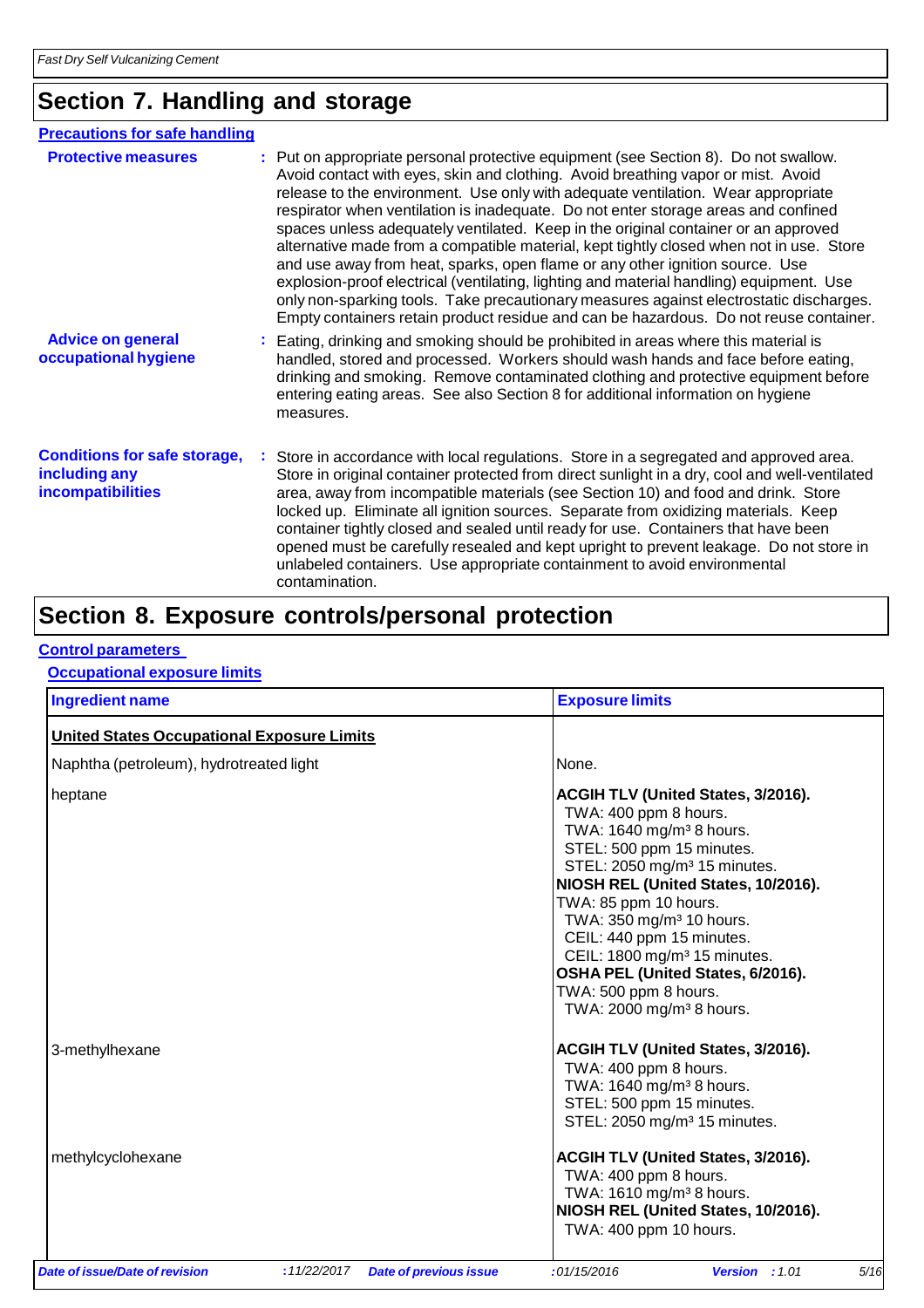## Section 7. Handling and storage

**Precautions for safe handling**

**Protective measures** : Put on appropriate personal protective equipment (see Section 8). Do not swallow. Avoid contact with eyes, skin and clothing. Avoid breathing vapor or mist. Avoid release to the environment. Use only with adequate ventilation. Wear appropriate respirator when ventilation is inadequate. Do not enter storage areas and confined spaces unless adequately ventilated. Keep in the original container or an approved alternative made from a compatible material, kept tightly closed when not in use. Store and use away from heat, sparks, open flame or any other ignition source. Use explosion-proof electrical (ventilating, lighting and material handling) equipment. Use only non-sparking tools. Take precautionary measures against electrostatic discharges. Empty containers retain product residue and can be hazardous. Do not reuse container.

**Advice on general occupational hygiene** : Eating, drinking and smoking should be prohibited in areas where this material is handled, stored and processed. Workers should wash hands and face before eating, drinking and smoking. Remove contaminated clothing and protective equipment before entering eating areas. See also Section 8 for additional information on hygiene measures.

**Conditions for safe storage, including any incompatibilities** : Store in accordance with local regulations. Store in a segregated and approved area. Store in original container protected from direct sunlight in a dry, cool and well-ventilated area, away from incompatible materials (see Section 10) and food and drink. Store locked up. Eliminate all ignition sources. Separate from oxidizing materials. Keep container tightly closed and sealed until ready for use. Containers that have been opened must be carefully resealed and kept upright to prevent leakage. Do not store in unlabeled containers. Use appropriate containment to avoid environmental contamination.

## Section 8. Exposure controls/personal protection

**Control parameters**

**Occupational exposure limits**

| Ingredient name | Exposure limits |
|---|---|
| **United States Occupational Exposure Limits** | |
| Naphtha (petroleum), hydrotreated light | None. |
| heptane | **ACGIH TLV (United States, 3/2016).**<br>TWA: 400 ppm 8 hours.<br>TWA: 1640 mg/m³ 8 hours.<br>STEL: 500 ppm 15 minutes.<br>STEL: 2050 mg/m³ 15 minutes.<br>**NIOSH REL (United States, 10/2016).**<br>TWA: 85 ppm 10 hours.<br>TWA: 350 mg/m³ 10 hours.<br>CEIL: 440 ppm 15 minutes.<br>CEIL: 1800 mg/m³ 15 minutes.<br>**OSHA PEL (United States, 6/2016).**<br>TWA: 500 ppm 8 hours.<br>TWA: 2000 mg/m³ 8 hours. |
| 3-methylhexane | **ACGIH TLV (United States, 3/2016).**<br>TWA: 400 ppm 8 hours.<br>TWA: 1640 mg/m³ 8 hours.<br>STEL: 500 ppm 15 minutes.<br>STEL: 2050 mg/m³ 15 minutes. |
| methylcyclohexane | **ACGIH TLV (United States, 3/2016).**<br>TWA: 400 ppm 8 hours.<br>TWA: 1610 mg/m³ 8 hours.<br>**NIOSH REL (United States, 10/2016).**<br>TWA: 400 ppm 10 hours. |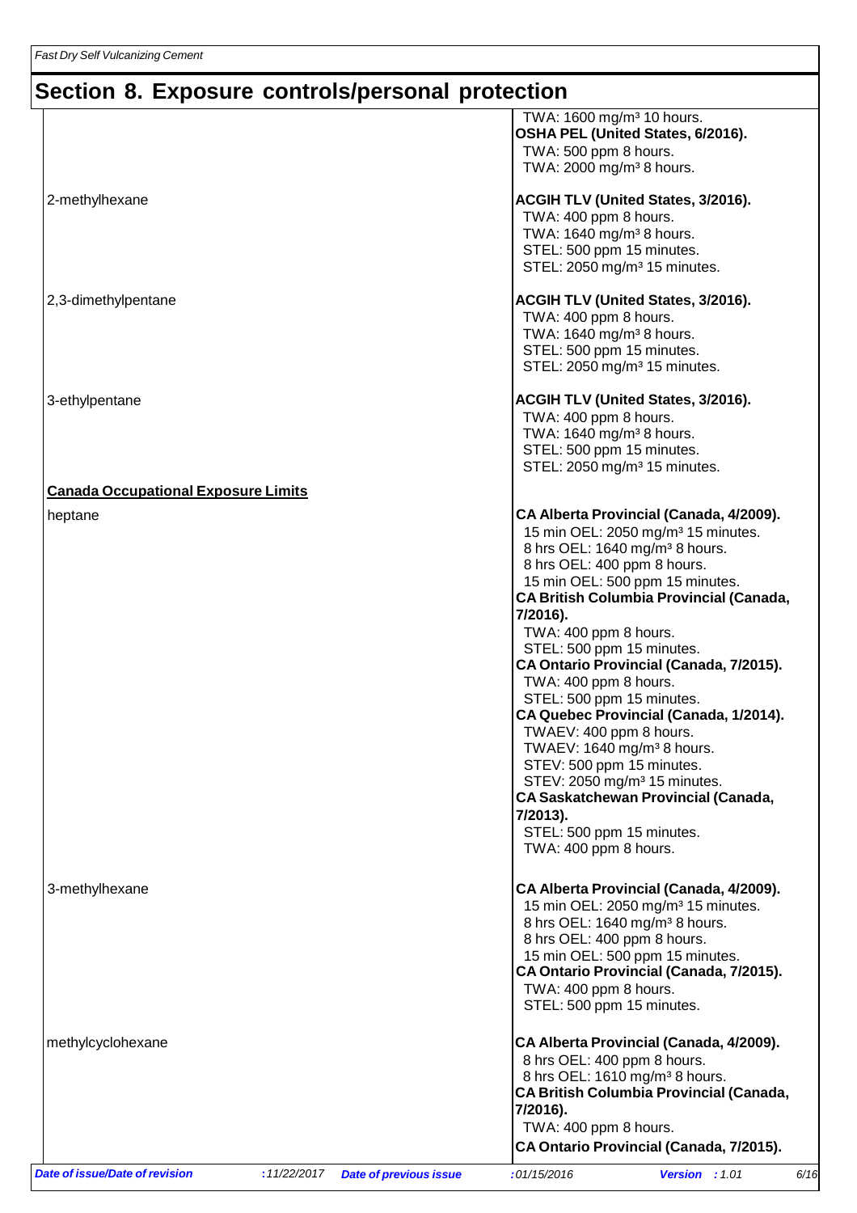## Section 8. Exposure controls/personal protection

| Ingredient name | Exposure limits |
| --- | --- |
| | TWA: 1600 mg/m³ 10 hours.<br>**OSHA PEL (United States, 6/2016).**<br>TWA: 500 ppm 8 hours.<br>TWA: 2000 mg/m³ 8 hours. |
| 2-methylhexane | **ACGIH TLV (United States, 3/2016).**<br>TWA: 400 ppm 8 hours.<br>TWA: 1640 mg/m³ 8 hours.<br>STEL: 500 ppm 15 minutes.<br>STEL: 2050 mg/m³ 15 minutes. |
| 2,3-dimethylpentane | **ACGIH TLV (United States, 3/2016).**<br>TWA: 400 ppm 8 hours.<br>TWA: 1640 mg/m³ 8 hours.<br>STEL: 500 ppm 15 minutes.<br>STEL: 2050 mg/m³ 15 minutes. |
| 3-ethylpentane | **ACGIH TLV (United States, 3/2016).**<br>TWA: 400 ppm 8 hours.<br>TWA: 1640 mg/m³ 8 hours.<br>STEL: 500 ppm 15 minutes.<br>STEL: 2050 mg/m³ 15 minutes. |

**Canada Occupational Exposure Limits**

| Ingredient name | Exposure limits |
| --- | --- |
| heptane | **CA Alberta Provincial (Canada, 4/2009).**<br>15 min OEL: 2050 mg/m³ 15 minutes.<br>8 hrs OEL: 1640 mg/m³ 8 hours.<br>8 hrs OEL: 400 ppm 8 hours.<br>15 min OEL: 500 ppm 15 minutes.<br>**CA British Columbia Provincial (Canada, 7/2016).**<br>TWA: 400 ppm 8 hours.<br>STEL: 500 ppm 15 minutes.<br>**CA Ontario Provincial (Canada, 7/2015).**<br>TWA: 400 ppm 8 hours.<br>STEL: 500 ppm 15 minutes.<br>**CA Quebec Provincial (Canada, 1/2014).**<br>TWAEV: 400 ppm 8 hours.<br>TWAEV: 1640 mg/m³ 8 hours.<br>STEV: 500 ppm 15 minutes.<br>STEV: 2050 mg/m³ 15 minutes.<br>**CA Saskatchewan Provincial (Canada, 7/2013).**<br>STEL: 500 ppm 15 minutes.<br>TWA: 400 ppm 8 hours. |
| 3-methylhexane | **CA Alberta Provincial (Canada, 4/2009).**<br>15 min OEL: 2050 mg/m³ 15 minutes.<br>8 hrs OEL: 1640 mg/m³ 8 hours.<br>8 hrs OEL: 400 ppm 8 hours.<br>15 min OEL: 500 ppm 15 minutes.<br>**CA Ontario Provincial (Canada, 7/2015).**<br>TWA: 400 ppm 8 hours.<br>STEL: 500 ppm 15 minutes. |
| methylcyclohexane | **CA Alberta Provincial (Canada, 4/2009).**<br>8 hrs OEL: 400 ppm 8 hours.<br>8 hrs OEL: 1610 mg/m³ 8 hours.<br>**CA British Columbia Provincial (Canada, 7/2016).**<br>TWA: 400 ppm 8 hours.<br>**CA Ontario Provincial (Canada, 7/2015).** |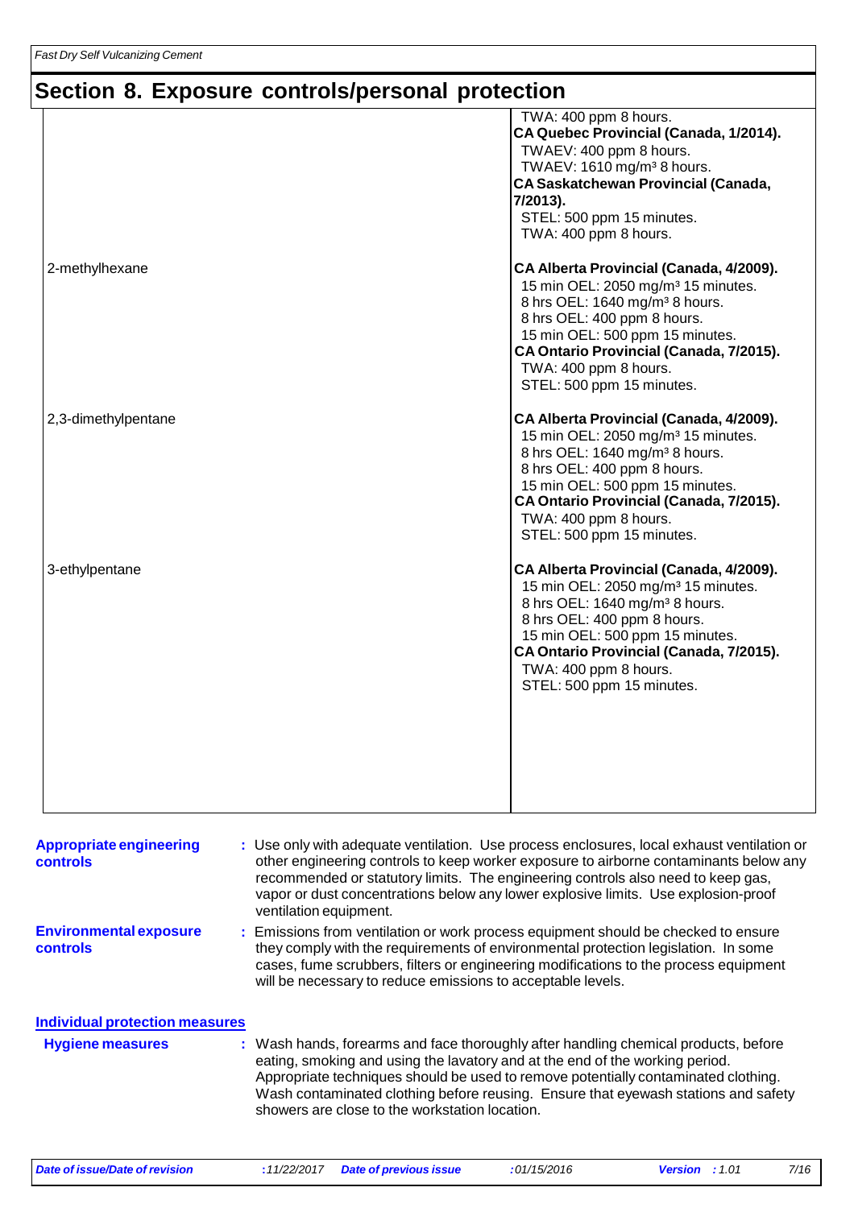## Section 8. Exposure controls/personal protection

| | |
|---|---|
| | TWA: 400 ppm 8 hours.<br>**CA Quebec Provincial (Canada, 1/2014).**<br>TWAEV: 400 ppm 8 hours.<br>TWAEV: 1610 mg/m³ 8 hours.<br>**CA Saskatchewan Provincial (Canada, 7/2013).**<br>STEL: 500 ppm 15 minutes.<br>TWA: 400 ppm 8 hours. |
| 2-methylhexane | **CA Alberta Provincial (Canada, 4/2009).**<br>15 min OEL: 2050 mg/m³ 15 minutes.<br>8 hrs OEL: 1640 mg/m³ 8 hours.<br>8 hrs OEL: 400 ppm 8 hours.<br>15 min OEL: 500 ppm 15 minutes.<br>**CA Ontario Provincial (Canada, 7/2015).**<br>TWA: 400 ppm 8 hours.<br>STEL: 500 ppm 15 minutes. |
| 2,3-dimethylpentane | **CA Alberta Provincial (Canada, 4/2009).**<br>15 min OEL: 2050 mg/m³ 15 minutes.<br>8 hrs OEL: 1640 mg/m³ 8 hours.<br>8 hrs OEL: 400 ppm 8 hours.<br>15 min OEL: 500 ppm 15 minutes.<br>**CA Ontario Provincial (Canada, 7/2015).**<br>TWA: 400 ppm 8 hours.<br>STEL: 500 ppm 15 minutes. |
| 3-ethylpentane | **CA Alberta Provincial (Canada, 4/2009).**<br>15 min OEL: 2050 mg/m³ 15 minutes.<br>8 hrs OEL: 1640 mg/m³ 8 hours.<br>8 hrs OEL: 400 ppm 8 hours.<br>15 min OEL: 500 ppm 15 minutes.<br>**CA Ontario Provincial (Canada, 7/2015).**<br>TWA: 400 ppm 8 hours.<br>STEL: 500 ppm 15 minutes. |

**Appropriate engineering controls** : Use only with adequate ventilation. Use process enclosures, local exhaust ventilation or other engineering controls to keep worker exposure to airborne contaminants below any recommended or statutory limits. The engineering controls also need to keep gas, vapor or dust concentrations below any lower explosive limits. Use explosion-proof ventilation equipment.

**Environmental exposure controls** : Emissions from ventilation or work process equipment should be checked to ensure they comply with the requirements of environmental protection legislation. In some cases, fume scrubbers, filters or engineering modifications to the process equipment will be necessary to reduce emissions to acceptable levels.

### Individual protection measures

**Hygiene measures** : Wash hands, forearms and face thoroughly after handling chemical products, before eating, smoking and using the lavatory and at the end of the working period. Appropriate techniques should be used to remove potentially contaminated clothing. Wash contaminated clothing before reusing. Ensure that eyewash stations and safety showers are close to the workstation location.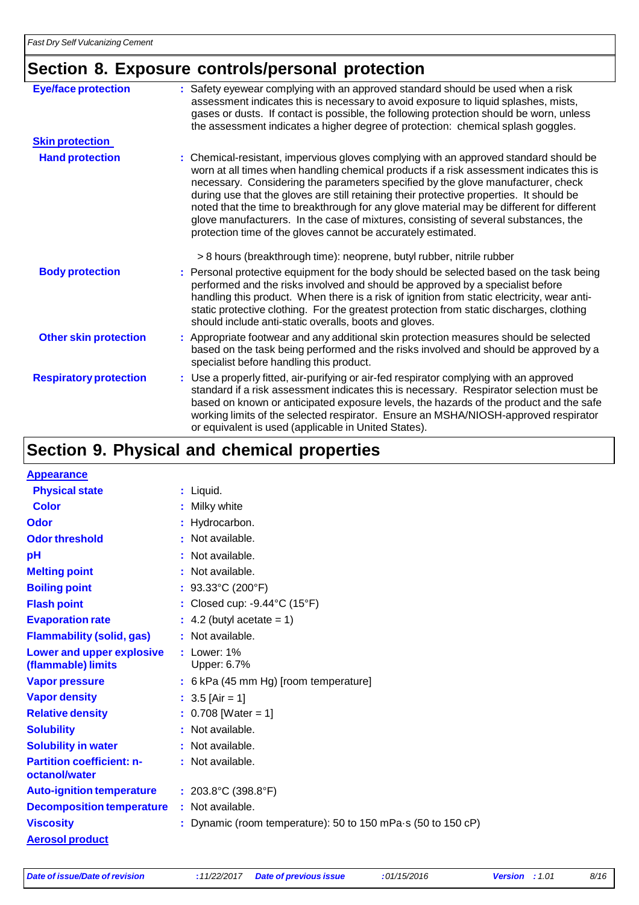## Section 8. Exposure controls/personal protection

**Eye/face protection** : Safety eyewear complying with an approved standard should be used when a risk assessment indicates this is necessary to avoid exposure to liquid splashes, mists, gases or dusts. If contact is possible, the following protection should be worn, unless the assessment indicates a higher degree of protection: chemical splash goggles.

**Skin protection**

**Hand protection** : Chemical-resistant, impervious gloves complying with an approved standard should be worn at all times when handling chemical products if a risk assessment indicates this is necessary. Considering the parameters specified by the glove manufacturer, check during use that the gloves are still retaining their protective properties. It should be noted that the time to breakthrough for any glove material may be different for different glove manufacturers. In the case of mixtures, consisting of several substances, the protection time of the gloves cannot be accurately estimated.

> 8 hours (breakthrough time): neoprene, butyl rubber, nitrile rubber

**Body protection** : Personal protective equipment for the body should be selected based on the task being performed and the risks involved and should be approved by a specialist before handling this product. When there is a risk of ignition from static electricity, wear anti-static protective clothing. For the greatest protection from static discharges, clothing should include anti-static overalls, boots and gloves.

**Other skin protection** : Appropriate footwear and any additional skin protection measures should be selected based on the task being performed and the risks involved and should be approved by a specialist before handling this product.

**Respiratory protection** : Use a properly fitted, air-purifying or air-fed respirator complying with an approved standard if a risk assessment indicates this is necessary. Respirator selection must be based on known or anticipated exposure levels, the hazards of the product and the safe working limits of the selected respirator. Ensure an MSHA/NIOSH-approved respirator or equivalent is used (applicable in United States).

## Section 9. Physical and chemical properties

**Appearance**

| Property | Value |
|---|---|
| Physical state | Liquid. |
| Color | Milky white |
| Odor | Hydrocarbon. |
| Odor threshold | Not available. |
| pH | Not available. |
| Melting point | Not available. |
| Boiling point | 93.33°C (200°F) |
| Flash point | Closed cup: -9.44°C (15°F) |
| Evaporation rate | 4.2 (butyl acetate = 1) |
| Flammability (solid, gas) | Not available. |
| Lower and upper explosive (flammable) limits | Lower: 1%<br>Upper: 6.7% |
| Vapor pressure | 6 kPa (45 mm Hg) [room temperature] |
| Vapor density | 3.5 [Air = 1] |
| Relative density | 0.708 [Water = 1] |
| Solubility | Not available. |
| Solubility in water | Not available. |
| Partition coefficient: n-octanol/water | Not available. |
| Auto-ignition temperature | 203.8°C (398.8°F) |
| Decomposition temperature | Not available. |
| Viscosity | Dynamic (room temperature): 50 to 150 mPa·s (50 to 150 cP) |

**Aerosol product**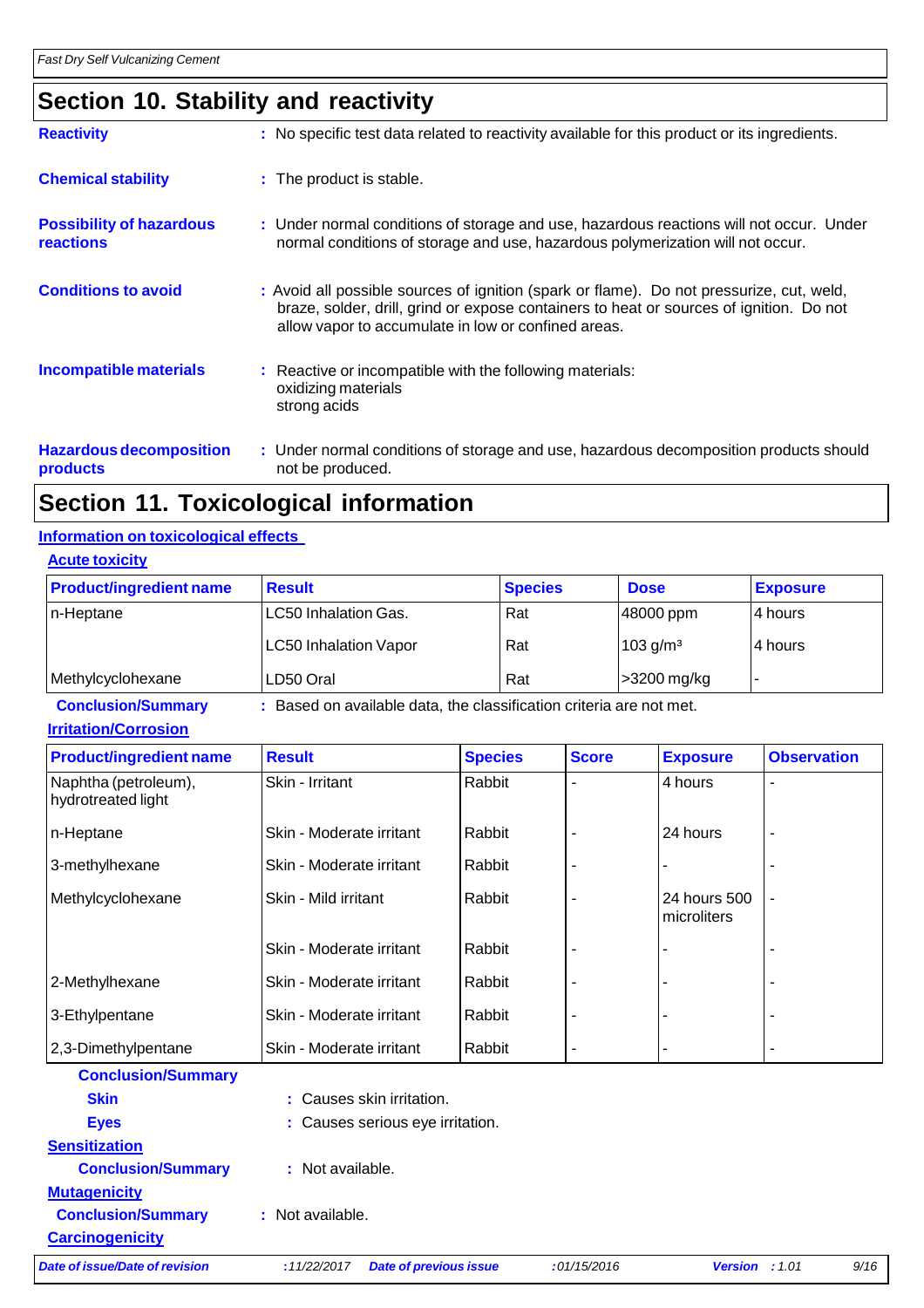## Section 10. Stability and reactivity

**Reactivity** : No specific test data related to reactivity available for this product or its ingredients.

**Chemical stability** : The product is stable.

**Possibility of hazardous reactions** : Under normal conditions of storage and use, hazardous reactions will not occur. Under normal conditions of storage and use, hazardous polymerization will not occur.

**Conditions to avoid** : Avoid all possible sources of ignition (spark or flame). Do not pressurize, cut, weld, braze, solder, drill, grind or expose containers to heat or sources of ignition. Do not allow vapor to accumulate in low or confined areas.

**Incompatible materials** : Reactive or incompatible with the following materials:
oxidizing materials
strong acids

**Hazardous decomposition products** : Under normal conditions of storage and use, hazardous decomposition products should not be produced.

## Section 11. Toxicological information

### Information on toxicological effects

**Acute toxicity**

| Product/ingredient name | Result | Species | Dose | Exposure |
|---|---|---|---|---|
| n-Heptane | LC50 Inhalation Gas. | Rat | 48000 ppm | 4 hours |
| | LC50 Inhalation Vapor | Rat | 103 $g/m^3$ | 4 hours |
| Methylcyclohexane | LD50 Oral | Rat | >3200 mg/kg | - |

**Conclusion/Summary** : Based on available data, the classification criteria are not met.

**Irritation/Corrosion**

| Product/ingredient name | Result | Species | Score | Exposure | Observation |
|---|---|---|---|---|---|
| Naphtha (petroleum), hydrotreated light | Skin - Irritant | Rabbit | - | 4 hours | - |
| n-Heptane | Skin - Moderate irritant | Rabbit | - | 24 hours | - |
| 3-methylhexane | Skin - Moderate irritant | Rabbit | - | - | - |
| Methylcyclohexane | Skin - Mild irritant | Rabbit | - | 24 hours 500 microliters | - |
| | Skin - Moderate irritant | Rabbit | - | - | - |
| 2-Methylhexane | Skin - Moderate irritant | Rabbit | - | - | - |
| 3-Ethylpentane | Skin - Moderate irritant | Rabbit | - | - | - |
| 2,3-Dimethylpentane | Skin - Moderate irritant | Rabbit | - | - | - |

**Conclusion/Summary**

**Skin** : Causes skin irritation.

**Eyes** : Causes serious eye irritation.

**Sensitization**

**Conclusion/Summary** : Not available.

**Mutagenicity**

**Conclusion/Summary** : Not available.

**Carcinogenicity**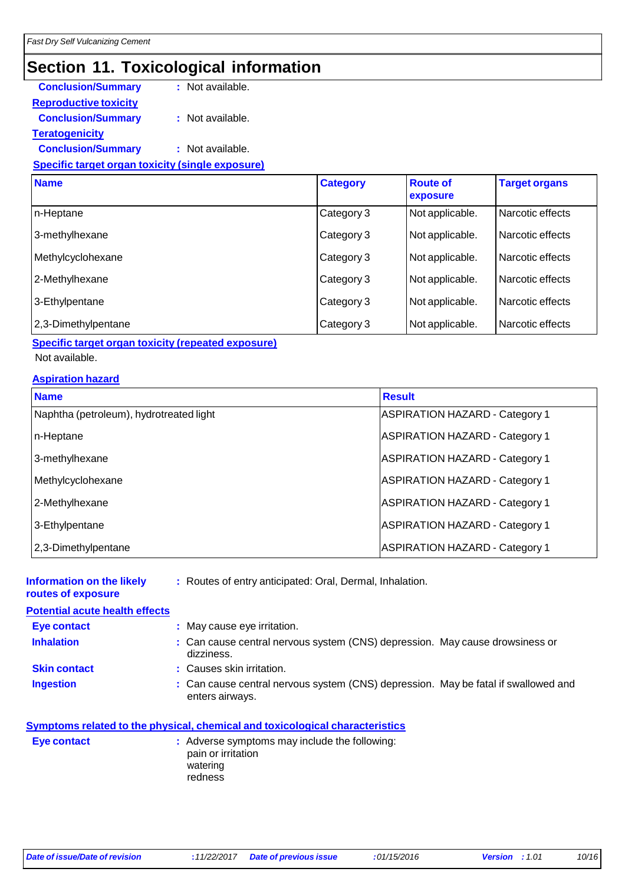## Section 11. Toxicological information

**Conclusion/Summary** : Not available.

**Reproductive toxicity**

**Conclusion/Summary** : Not available.

**Teratogenicity**

**Conclusion/Summary** : Not available.

**Specific target organ toxicity (single exposure)**

| Name | Category | Route of exposure | Target organs |
|---|---|---|---|
| n-Heptane | Category 3 | Not applicable. | Narcotic effects |
| 3-methylhexane | Category 3 | Not applicable. | Narcotic effects |
| Methylcyclohexane | Category 3 | Not applicable. | Narcotic effects |
| 2-Methylhexane | Category 3 | Not applicable. | Narcotic effects |
| 3-Ethylpentane | Category 3 | Not applicable. | Narcotic effects |
| 2,3-Dimethylpentane | Category 3 | Not applicable. | Narcotic effects |

**Specific target organ toxicity (repeated exposure)**

Not available.

**Aspiration hazard**

| Name | Result |
|---|---|
| Naphtha (petroleum), hydrotreated light | ASPIRATION HAZARD - Category 1 |
| n-Heptane | ASPIRATION HAZARD - Category 1 |
| 3-methylhexane | ASPIRATION HAZARD - Category 1 |
| Methylcyclohexane | ASPIRATION HAZARD - Category 1 |
| 2-Methylhexane | ASPIRATION HAZARD - Category 1 |
| 3-Ethylpentane | ASPIRATION HAZARD - Category 1 |
| 2,3-Dimethylpentane | ASPIRATION HAZARD - Category 1 |

**Information on the likely routes of exposure** : Routes of entry anticipated: Oral, Dermal, Inhalation.

**Potential acute health effects**

**Eye contact** : May cause eye irritation.

**Inhalation** : Can cause central nervous system (CNS) depression. May cause drowsiness or dizziness.

**Skin contact** : Causes skin irritation.

**Ingestion** : Can cause central nervous system (CNS) depression. May be fatal if swallowed and enters airways.

**Symptoms related to the physical, chemical and toxicological characteristics**

**Eye contact** : Adverse symptoms may include the following:
pain or irritation
watering
redness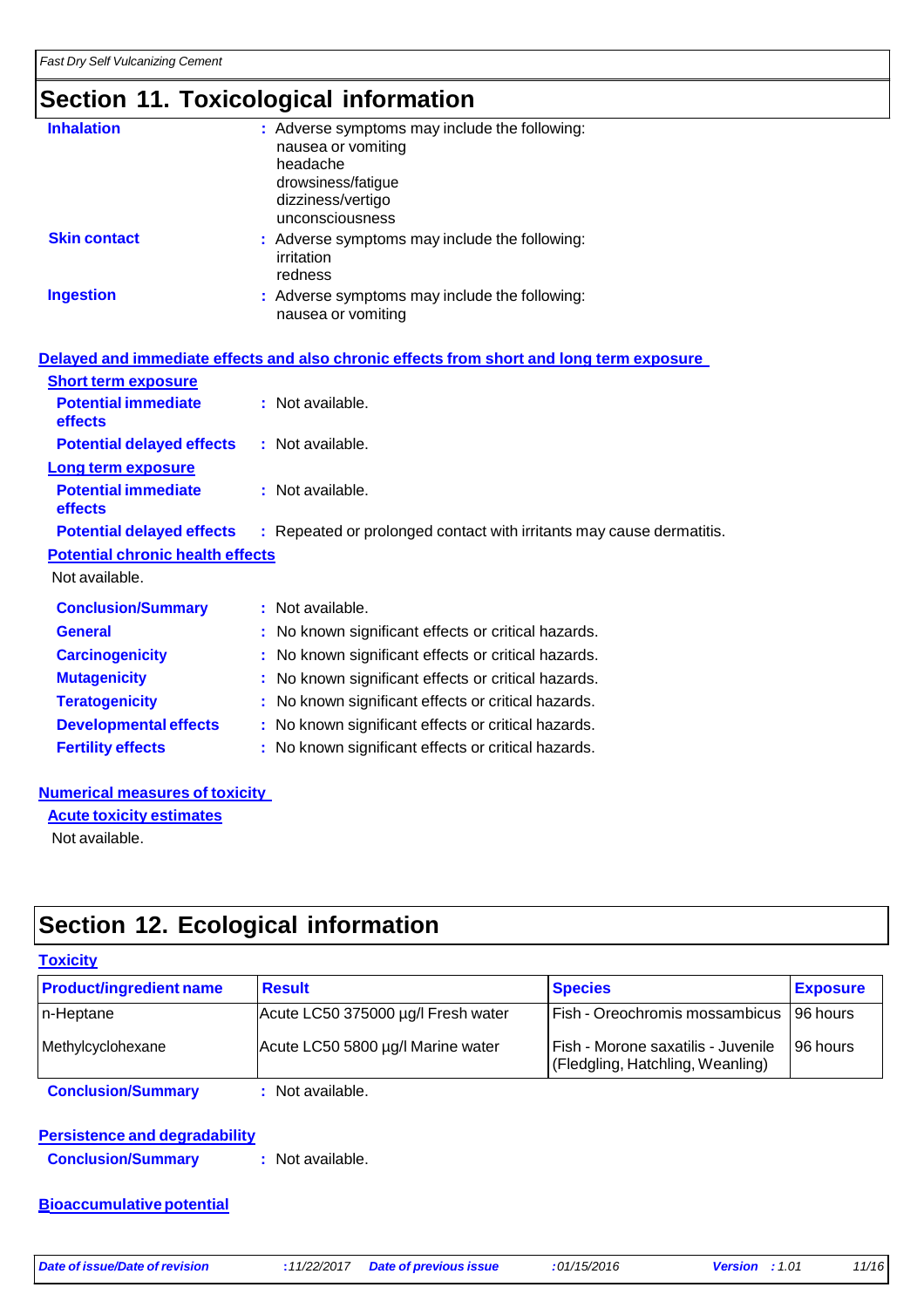## Section 11. Toxicological information

**Inhalation** : Adverse symptoms may include the following:
nausea or vomiting
headache
drowsiness/fatigue
dizziness/vertigo
unconsciousness

**Skin contact** : Adverse symptoms may include the following:
irritation
redness

**Ingestion** : Adverse symptoms may include the following:
nausea or vomiting

### Delayed and immediate effects and also chronic effects from short and long term exposure

**Short term exposure**

**Potential immediate effects** : Not available.

**Potential delayed effects** : Not available.

**Long term exposure**

**Potential immediate effects** : Not available.

**Potential delayed effects** : Repeated or prolonged contact with irritants may cause dermatitis.

**Potential chronic health effects**

Not available.

**Conclusion/Summary** : Not available.

**General** : No known significant effects or critical hazards.

**Carcinogenicity** : No known significant effects or critical hazards.

**Mutagenicity** : No known significant effects or critical hazards.

**Teratogenicity** : No known significant effects or critical hazards.

**Developmental effects** : No known significant effects or critical hazards.

**Fertility effects** : No known significant effects or critical hazards.

### Numerical measures of toxicity

**Acute toxicity estimates**

Not available.

## Section 12. Ecological information

### Toxicity

| Product/ingredient name | Result | Species | Exposure |
|---|---|---|---|
| n-Heptane | Acute LC50 375000 µg/l Fresh water | Fish - Oreochromis mossambicus | 96 hours |
| Methylcyclohexane | Acute LC50 5800 µg/l Marine water | Fish - Morone saxatilis - Juvenile (Fledgling, Hatchling, Weanling) | 96 hours |

**Conclusion/Summary** : Not available.

### Persistence and degradability

**Conclusion/Summary** : Not available.

### Bioaccumulative potential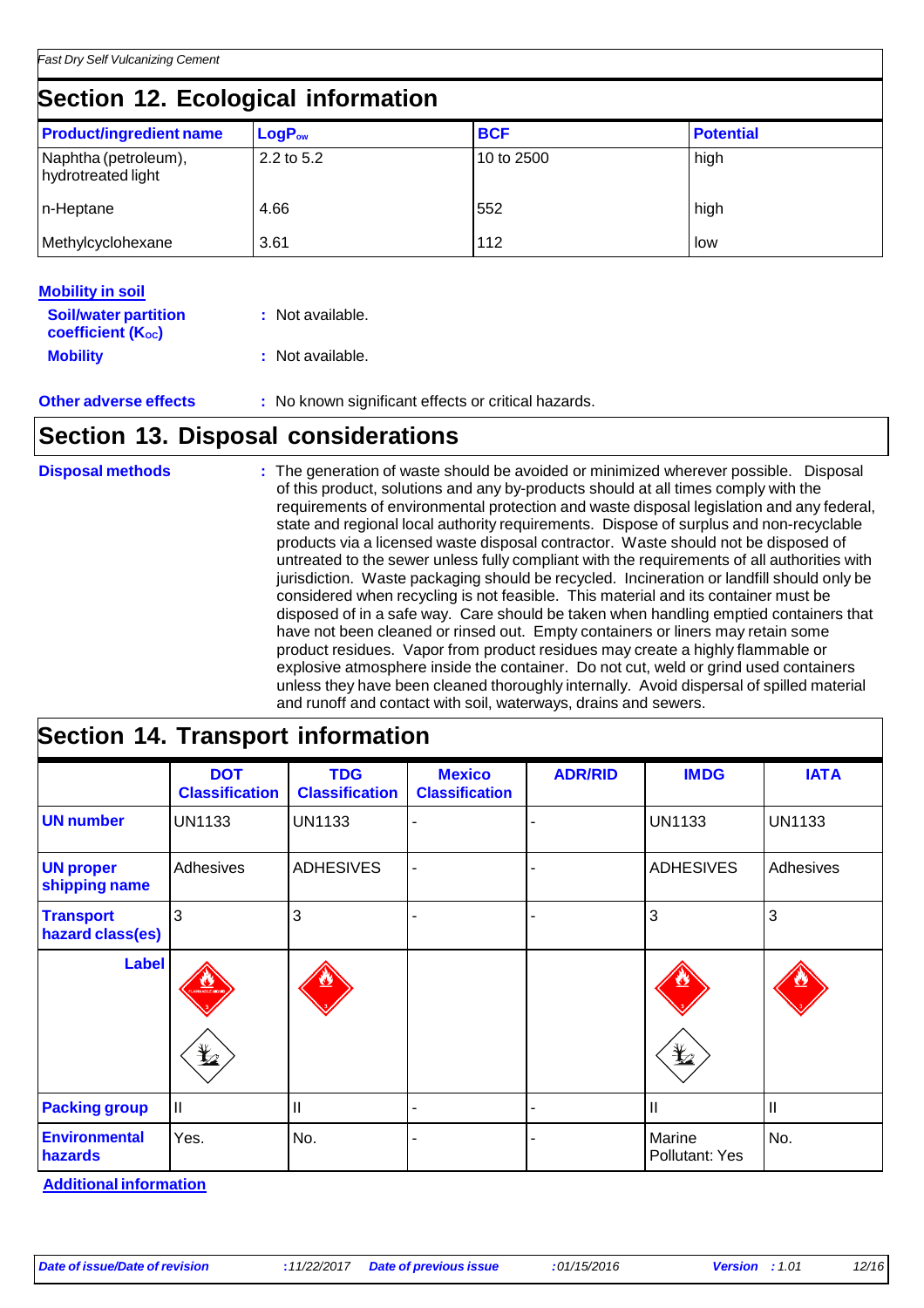## Section 12. Ecological information

| Product/ingredient name | $LogP_{ow}$ | BCF | Potential |
|---|---|---|---|
| Naphtha (petroleum), hydrotreated light | 2.2 to 5.2 | 10 to 2500 | high |
| n-Heptane | 4.66 | 552 | high |
| Methylcyclohexane | 3.61 | 112 | low |

**Mobility in soil**

**Soil/water partition coefficient ($K_{OC}$)** : Not available.

**Mobility** : Not available.

**Other adverse effects** : No known significant effects or critical hazards.

## Section 13. Disposal considerations

**Disposal methods** : The generation of waste should be avoided or minimized wherever possible. Disposal of this product, solutions and any by-products should at all times comply with the requirements of environmental protection and waste disposal legislation and any federal, state and regional local authority requirements. Dispose of surplus and non-recyclable products via a licensed waste disposal contractor. Waste should not be disposed of untreated to the sewer unless fully compliant with the requirements of all authorities with jurisdiction. Waste packaging should be recycled. Incineration or landfill should only be considered when recycling is not feasible. This material and its container must be disposed of in a safe way. Care should be taken when handling emptied containers that have not been cleaned or rinsed out. Empty containers or liners may retain some product residues. Vapor from product residues may create a highly flammable or explosive atmosphere inside the container. Do not cut, weld or grind used containers unless they have been cleaned thoroughly internally. Avoid dispersal of spilled material and runoff and contact with soil, waterways, drains and sewers.

## Section 14. Transport information

| | DOT Classification | TDG Classification | Mexico Classification | ADR/RID | IMDG | IATA |
|---|---|---|---|---|---|---|
| UN number | UN1133 | UN1133 | - | - | UN1133 | UN1133 |
| UN proper shipping name | Adhesives | ADHESIVES | - | - | ADHESIVES | Adhesives |
| Transport hazard class(es) | 3 | 3 | - | - | 3 | 3 |
| Label | | | | | | |
| Packing group | II | II | - | - | II | II |
| Environmental hazards | Yes. | No. | - | - | Marine Pollutant: Yes | No. |

**Additional information**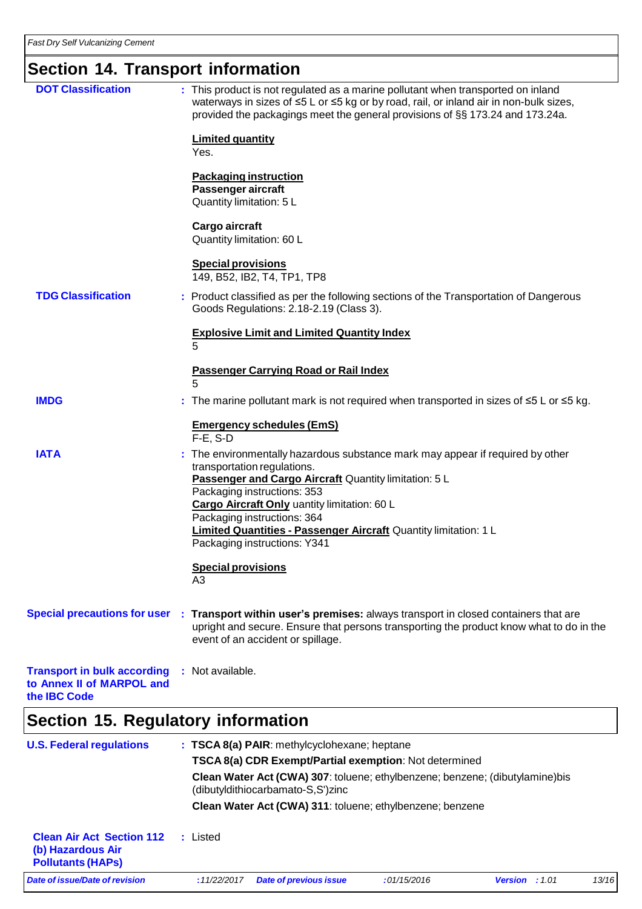## Section 14. Transport information

**DOT Classification** : This product is not regulated as a marine pollutant when transported on inland waterways in sizes of ≤5 L or ≤5 kg or by road, rail, or inland air in non-bulk sizes, provided the packagings meet the general provisions of §§ 173.24 and 173.24a.

**Limited quantity**
Yes.

**Packaging instruction**
**Passenger aircraft**
Quantity limitation: 5 L

**Cargo aircraft**
Quantity limitation: 60 L

**Special provisions**
149, B52, IB2, T4, TP1, TP8

**TDG Classification** : Product classified as per the following sections of the Transportation of Dangerous Goods Regulations: 2.18-2.19 (Class 3).

**Explosive Limit and Limited Quantity Index**
5

**Passenger Carrying Road or Rail Index**
5

**IMDG** : The marine pollutant mark is not required when transported in sizes of ≤5 L or ≤5 kg.

**Emergency schedules (EmS)**
F-E, S-D

**IATA** : The environmentally hazardous substance mark may appear if required by other transportation regulations.
**Passenger and Cargo Aircraft** Quantity limitation: 5 L
Packaging instructions: 353
**Cargo Aircraft Only** uantity limitation: 60 L
Packaging instructions: 364
**Limited Quantities - Passenger Aircraft** Quantity limitation: 1 L
Packaging instructions: Y341

**Special provisions**
A3

**Special precautions for user** : **Transport within user's premises:** always transport in closed containers that are upright and secure. Ensure that persons transporting the product know what to do in the event of an accident or spillage.

**Transport in bulk according to Annex II of MARPOL and the IBC Code** : Not available.

## Section 15. Regulatory information

**U.S. Federal regulations** : **TSCA 8(a) PAIR**: methylcyclohexane; heptane

**TSCA 8(a) CDR Exempt/Partial exemption**: Not determined

**Clean Water Act (CWA) 307**: toluene; ethylbenzene; benzene; (dibutylamine)bis (dibutyldithiocarbamato-S,S')zinc

**Clean Water Act (CWA) 311**: toluene; ethylbenzene; benzene

**Clean Air Act Section 112 (b) Hazardous Air Pollutants (HAPs)** : Listed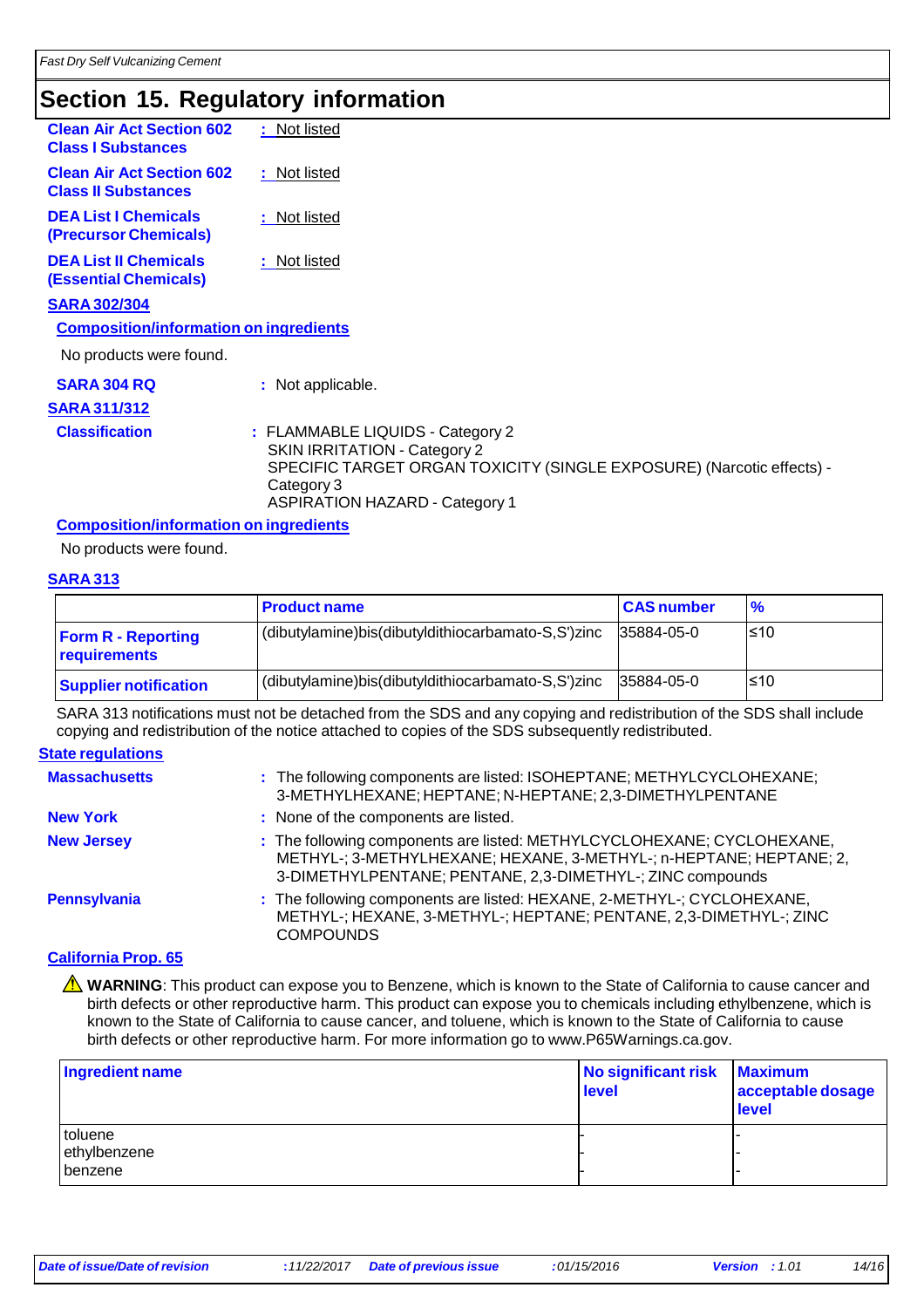# Section 15. Regulatory information

**Clean Air Act Section 602 Class I Substances** : Not listed

**Clean Air Act Section 602 Class II Substances** : Not listed

**DEA List I Chemicals (Precursor Chemicals)** : Not listed

**DEA List II Chemicals (Essential Chemicals)** : Not listed

**SARA 302/304**

**Composition/information on ingredients**

No products were found.

**SARA 304 RQ** : Not applicable.

**SARA 311/312**

**Classification** : FLAMMABLE LIQUIDS - Category 2
SKIN IRRITATION - Category 2
SPECIFIC TARGET ORGAN TOXICITY (SINGLE EXPOSURE) (Narcotic effects) - Category 3
ASPIRATION HAZARD - Category 1

**Composition/information on ingredients**

No products were found.

**SARA 313**

| | Product name | CAS number | % |
|---|---|---|---|
| **Form R - Reporting requirements** | (dibutylamine)bis(dibutyldithiocarbamato-S,S')zinc | 35884-05-0 | ≤10 |
| **Supplier notification** | (dibutylamine)bis(dibutyldithiocarbamato-S,S')zinc | 35884-05-0 | ≤10 |

SARA 313 notifications must not be detached from the SDS and any copying and redistribution of the SDS shall include copying and redistribution of the notice attached to copies of the SDS subsequently redistributed.

**State regulations**

**Massachusetts** : The following components are listed: ISOHEPTANE; METHYLCYCLOHEXANE; 3-METHYLHEXANE; HEPTANE; N-HEPTANE; 2,3-DIMETHYLPENTANE

**New York** : None of the components are listed.

**New Jersey** : The following components are listed: METHYLCYCLOHEXANE; CYCLOHEXANE, METHYL-; 3-METHYLHEXANE; HEXANE, 3-METHYL-; n-HEPTANE; HEPTANE; 2, 3-DIMETHYLPENTANE; PENTANE, 2,3-DIMETHYL-; ZINC compounds

**Pennsylvania** : The following components are listed: HEXANE, 2-METHYL-; CYCLOHEXANE, METHYL-; HEXANE, 3-METHYL-; HEPTANE; PENTANE, 2,3-DIMETHYL-; ZINC COMPOUNDS

**California Prop. 65**

⚠ **WARNING**: This product can expose you to Benzene, which is known to the State of California to cause cancer and birth defects or other reproductive harm. This product can expose you to chemicals including ethylbenzene, which is known to the State of California to cause cancer, and toluene, which is known to the State of California to cause birth defects or other reproductive harm. For more information go to www.P65Warnings.ca.gov.

| Ingredient name | No significant risk level | Maximum acceptable dosage level |
|---|---|---|
| toluene | - | - |
| ethylbenzene | - | - |
| benzene | - | - |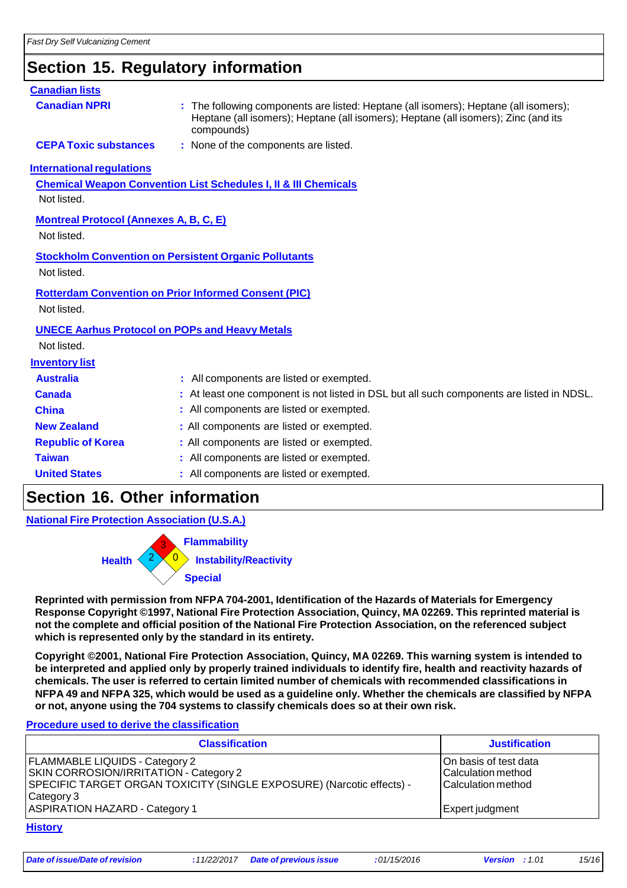## Section 15. Regulatory information

**Canadian lists**

**Canadian NPRI** : The following components are listed: Heptane (all isomers); Heptane (all isomers); Heptane (all isomers); Heptane (all isomers); Heptane (all isomers); Zinc (and its compounds)

**CEPA Toxic substances** : None of the components are listed.

**International regulations**

**Chemical Weapon Convention List Schedules I, II & III Chemicals**

Not listed.

**Montreal Protocol (Annexes A, B, C, E)**

Not listed.

**Stockholm Convention on Persistent Organic Pollutants**

Not listed.

**Rotterdam Convention on Prior Informed Consent (PIC)**

Not listed.

**UNECE Aarhus Protocol on POPs and Heavy Metals**

Not listed.

**Inventory list**

**Australia** : All components are listed or exempted.

**Canada** : At least one component is not listed in DSL but all such components are listed in NDSL.

**China** : All components are listed or exempted.

**New Zealand** : All components are listed or exempted.

**Republic of Korea** : All components are listed or exempted.

**Taiwan** : All components are listed or exempted.

**United States** : All components are listed or exempted.

## Section 16. Other information

**National Fire Protection Association (U.S.A.)**

Flammability: 3
Health: 2
Instability/Reactivity: 0
Special

**Reprinted with permission from NFPA 704-2001, Identification of the Hazards of Materials for Emergency Response Copyright ©1997, National Fire Protection Association, Quincy, MA 02269. This reprinted material is not the complete and official position of the National Fire Protection Association, on the referenced subject which is represented only by the standard in its entirety.**

**Copyright ©2001, National Fire Protection Association, Quincy, MA 02269. This warning system is intended to be interpreted and applied only by properly trained individuals to identify fire, health and reactivity hazards of chemicals. The user is referred to certain limited number of chemicals with recommended classifications in NFPA 49 and NFPA 325, which would be used as a guideline only. Whether the chemicals are classified by NFPA or not, anyone using the 704 systems to classify chemicals does so at their own risk.**

**Procedure used to derive the classification**

| Classification | Justification |
|---|---|
| FLAMMABLE LIQUIDS - Category 2 | On basis of test data |
| SKIN CORROSION/IRRITATION - Category 2 | Calculation method |
| SPECIFIC TARGET ORGAN TOXICITY (SINGLE EXPOSURE) (Narcotic effects) - Category 3 | Calculation method |
| ASPIRATION HAZARD - Category 1 | Expert judgment |

**History**

*Date of issue/Date of revision* : 11/22/2017 *Date of previous issue* : 01/15/2016 *Version* : 1.01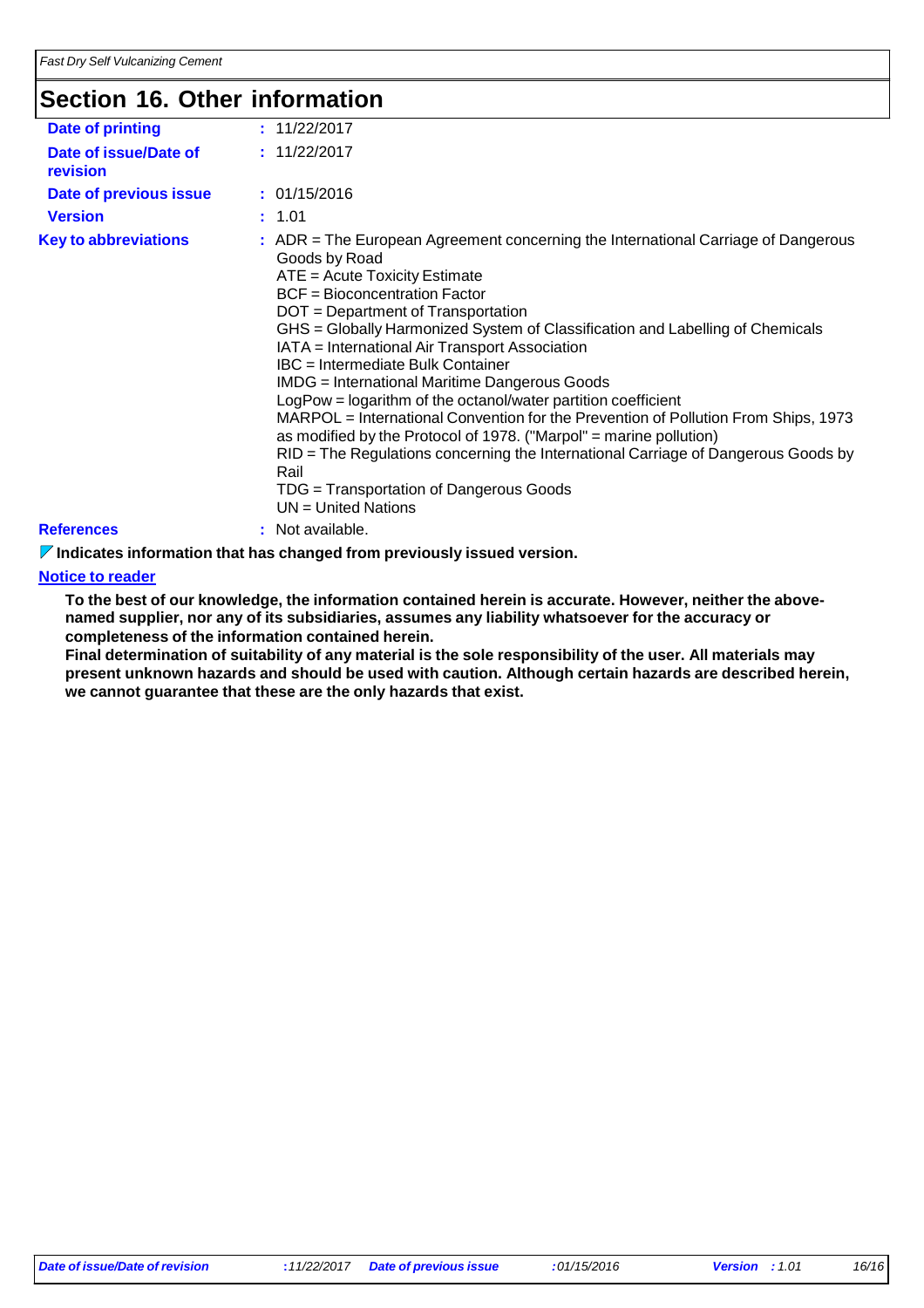## Section 16. Other information

| | |
|---|---|
| **Date of printing** | : 11/22/2017 |
| **Date of issue/Date of revision** | : 11/22/2017 |
| **Date of previous issue** | : 01/15/2016 |
| **Version** | : 1.01 |

**Key to abbreviations** :

ADR = The European Agreement concerning the International Carriage of Dangerous Goods by Road
ATE = Acute Toxicity Estimate
BCF = Bioconcentration Factor
DOT = Department of Transportation
GHS = Globally Harmonized System of Classification and Labelling of Chemicals
IATA = International Air Transport Association
IBC = Intermediate Bulk Container
IMDG = International Maritime Dangerous Goods
LogPow = logarithm of the octanol/water partition coefficient
MARPOL = International Convention for the Prevention of Pollution From Ships, 1973 as modified by the Protocol of 1978. ("Marpol" = marine pollution)
RID = The Regulations concerning the International Carriage of Dangerous Goods by Rail
TDG = Transportation of Dangerous Goods
UN = United Nations

**References** : Not available.

**Indicates information that has changed from previously issued version.**

**Notice to reader**

**To the best of our knowledge, the information contained herein is accurate. However, neither the above-named supplier, nor any of its subsidiaries, assumes any liability whatsoever for the accuracy or completeness of the information contained herein.**
**Final determination of suitability of any material is the sole responsibility of the user. All materials may present unknown hazards and should be used with caution. Although certain hazards are described herein, we cannot guarantee that these are the only hazards that exist.**